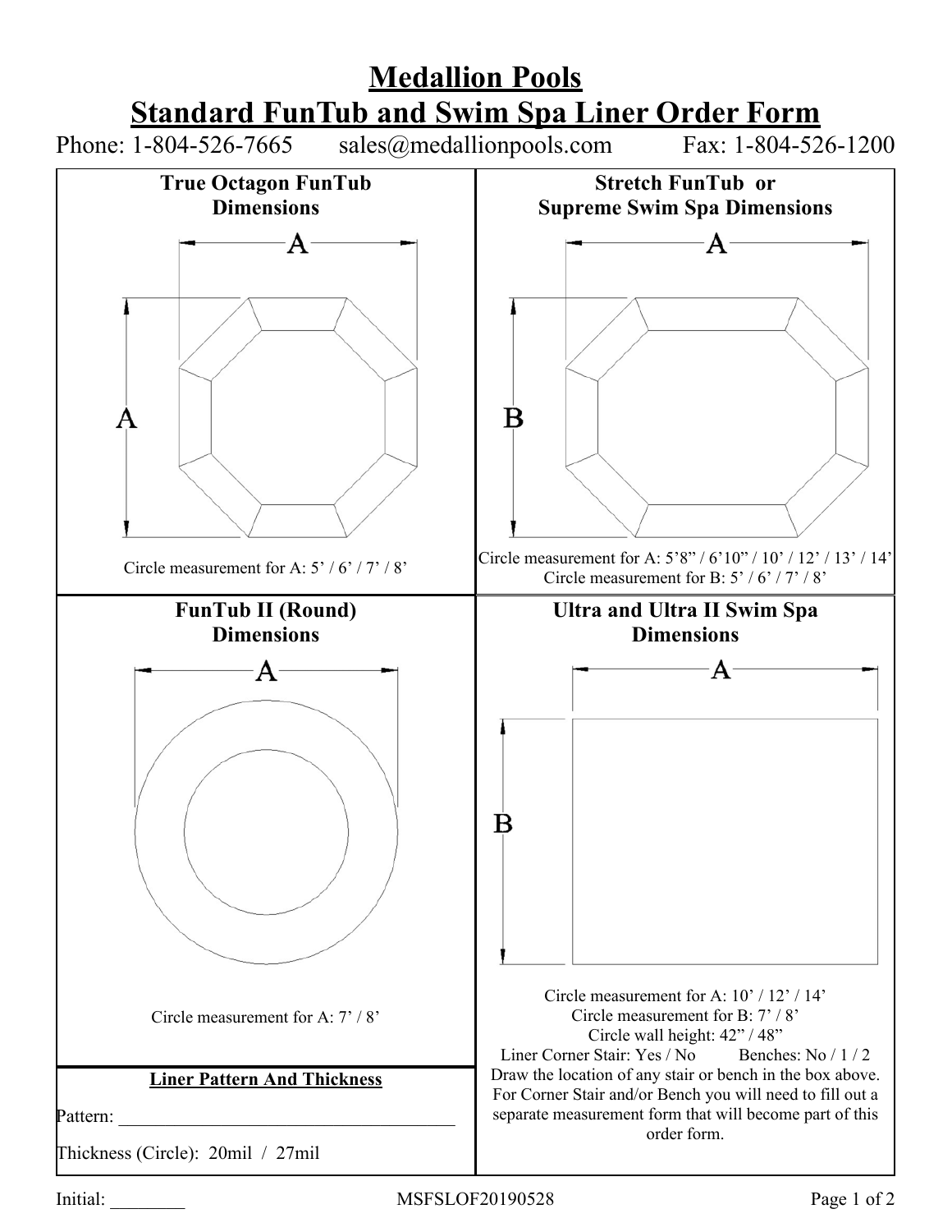# Medallion Pools
# Standard FunTub and Swim Spa Liner Order Form

Phone: 1-804-526-7665 sales@medallionpools.com Fax: 1-804-526-1200

## True Octagon FunTub Dimensions

A

A

Circle measurement for A: 5' / 6' / 7' / 8'

## Stretch FunTub or Supreme Swim Spa Dimensions

A

B

Circle measurement for A: 5'8" / 6'10" / 10' / 12' / 13' / 14'
Circle measurement for B: 5' / 6' / 7' / 8'

## FunTub II (Round) Dimensions

A

Circle measurement for A: 7' / 8'

## Ultra and Ultra II Swim Spa Dimensions

A

B

Circle measurement for A: 10' / 12' / 14'
Circle measurement for B: 7' / 8'
Circle wall height: 42" / 48"
Liner Corner Stair: Yes / No Benches: No / 1 / 2
Draw the location of any stair or bench in the box above. For Corner Stair and/or Bench you will need to fill out a separate measurement form that will become part of this order form.

## Liner Pattern And Thickness

Pattern: ______________________________________

Thickness (Circle): 20mil / 27mil

Initial: ________ MSFSLOF20190528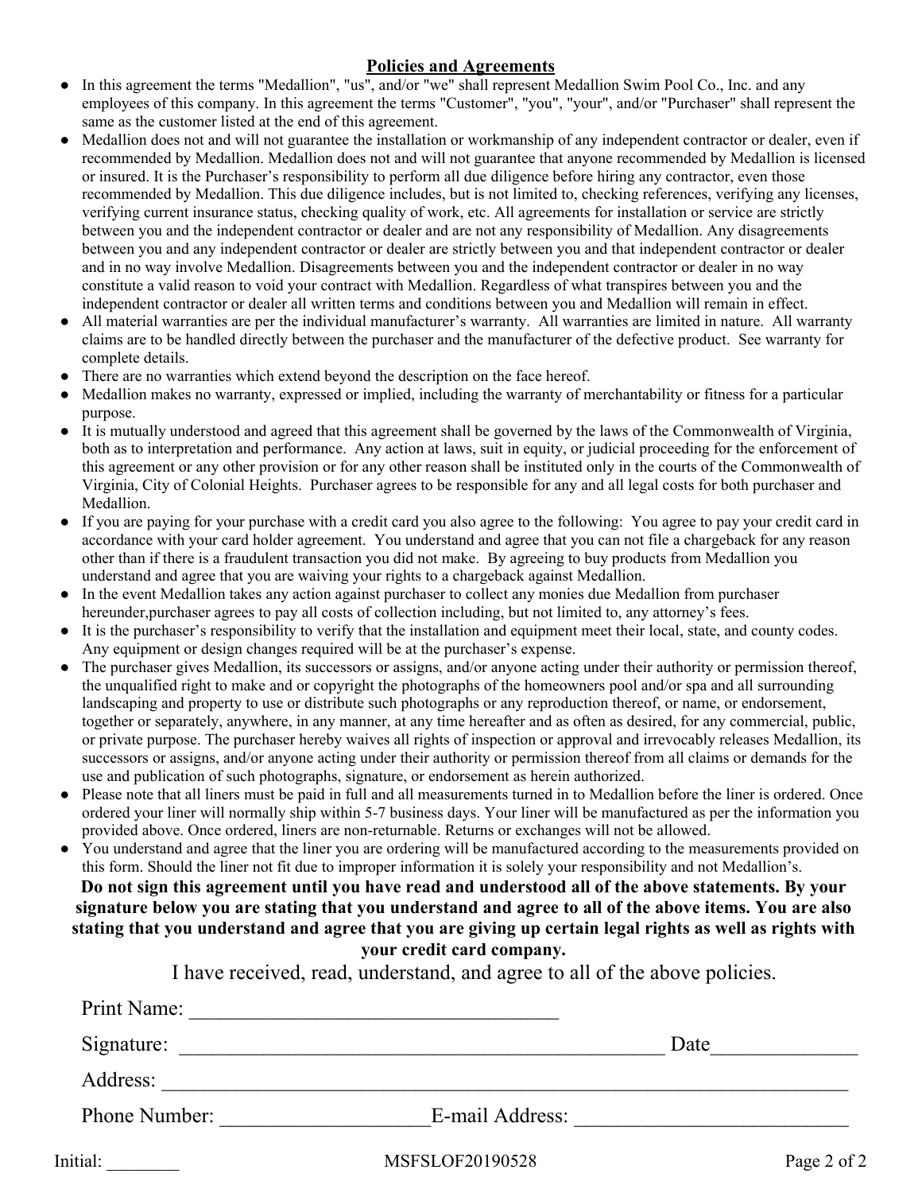## Policies and Agreements

- In this agreement the terms "Medallion", "us", and/or "we" shall represent Medallion Swim Pool Co., Inc. and any employees of this company. In this agreement the terms "Customer", "you", "your", and/or "Purchaser" shall represent the same as the customer listed at the end of this agreement.
- Medallion does not and will not guarantee the installation or workmanship of any independent contractor or dealer, even if recommended by Medallion. Medallion does not and will not guarantee that anyone recommended by Medallion is licensed or insured. It is the Purchaser's responsibility to perform all due diligence before hiring any contractor, even those recommended by Medallion. This due diligence includes, but is not limited to, checking references, verifying any licenses, verifying current insurance status, checking quality of work, etc. All agreements for installation or service are strictly between you and the independent contractor or dealer and are not any responsibility of Medallion. Any disagreements between you and any independent contractor or dealer are strictly between you and that independent contractor or dealer and in no way involve Medallion. Disagreements between you and the independent contractor or dealer in no way constitute a valid reason to void your contract with Medallion. Regardless of what transpires between you and the independent contractor or dealer all written terms and conditions between you and Medallion will remain in effect.
- All material warranties are per the individual manufacturer's warranty. All warranties are limited in nature. All warranty claims are to be handled directly between the purchaser and the manufacturer of the defective product. See warranty for complete details.
- There are no warranties which extend beyond the description on the face hereof.
- Medallion makes no warranty, expressed or implied, including the warranty of merchantability or fitness for a particular purpose.
- It is mutually understood and agreed that this agreement shall be governed by the laws of the Commonwealth of Virginia, both as to interpretation and performance. Any action at laws, suit in equity, or judicial proceeding for the enforcement of this agreement or any other provision or for any other reason shall be instituted only in the courts of the Commonwealth of Virginia, City of Colonial Heights. Purchaser agrees to be responsible for any and all legal costs for both purchaser and Medallion.
- If you are paying for your purchase with a credit card you also agree to the following: You agree to pay your credit card in accordance with your card holder agreement. You understand and agree that you can not file a chargeback for any reason other than if there is a fraudulent transaction you did not make. By agreeing to buy products from Medallion you understand and agree that you are waiving your rights to a chargeback against Medallion.
- In the event Medallion takes any action against purchaser to collect any monies due Medallion from purchaser hereunder,purchaser agrees to pay all costs of collection including, but not limited to, any attorney's fees.
- It is the purchaser's responsibility to verify that the installation and equipment meet their local, state, and county codes. Any equipment or design changes required will be at the purchaser's expense.
- The purchaser gives Medallion, its successors or assigns, and/or anyone acting under their authority or permission thereof, the unqualified right to make and or copyright the photographs of the homeowners pool and/or spa and all surrounding landscaping and property to use or distribute such photographs or any reproduction thereof, or name, or endorsement, together or separately, anywhere, in any manner, at any time hereafter and as often as desired, for any commercial, public, or private purpose. The purchaser hereby waives all rights of inspection or approval and irrevocably releases Medallion, its successors or assigns, and/or anyone acting under their authority or permission thereof from all claims or demands for the use and publication of such photographs, signature, or endorsement as herein authorized.
- Please note that all liners must be paid in full and all measurements turned in to Medallion before the liner is ordered. Once ordered your liner will normally ship within 5-7 business days. Your liner will be manufactured as per the information you provided above. Once ordered, liners are non-returnable. Returns or exchanges will not be allowed.
- You understand and agree that the liner you are ordering will be manufactured according to the measurements provided on this form. Should the liner not fit due to improper information it is solely your responsibility and not Medallion's.

**Do not sign this agreement until you have read and understood all of the above statements. By your signature below you are stating that you understand and agree to all of the above items. You are also stating that you understand and agree that you are giving up certain legal rights as well as rights with your credit card company.**

I have received, read, understand, and agree to all of the above policies.

Print Name: ___________________________________

Signature: ______________________________________________ Date______________

Address: ___________________________________________________________________

Phone Number: ____________________E-mail Address: __________________________

Initial: ________ MSFSLOF20190528